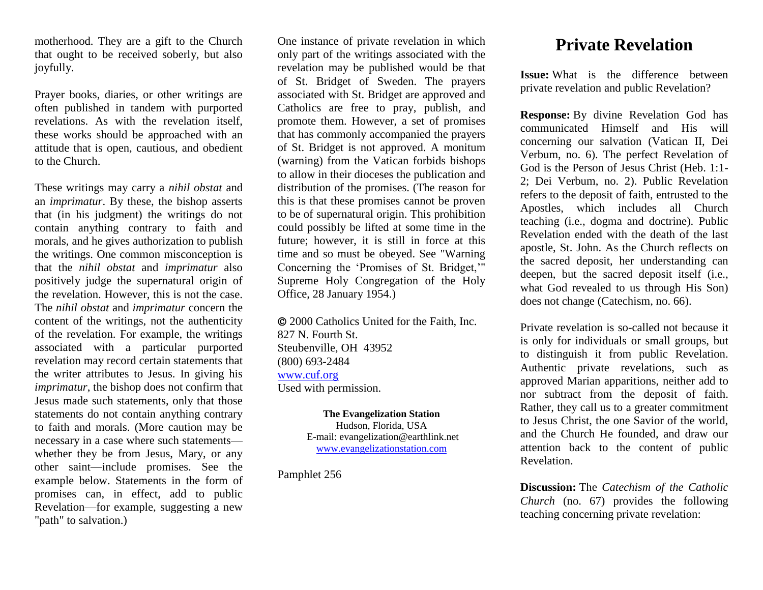motherhood. They are a gift to the Church that ought to be received soberly, but also joyfully.

Prayer books, diaries, or other writings are often published in tandem with purported revelations. As with the revelation itself, these works should be approached with an attitude that is open, cautious, and obedient to the Church.

These writings may carry a *nihil obstat* and an *imprimatur*. By these, the bishop asserts that (in his judgment) the writings do not contain anything contrary to faith and morals, and he gives authorization to publish the writings. One common misconception is that the *nihil obstat* and *imprimatur* also positively judge the supernatural origin of the revelation. However, this is not the case. The *nihil obstat* and *imprimatur* concern the content of the writings, not the authenticity of the revelation. For example, the writings associated with a particular purported revelation may record certain statements that the writer attributes to Jesus. In giving his *imprimatur*, the bishop does not confirm that Jesus made such statements, only that those statements do not contain anything contrary to faith and morals. (More caution may be necessary in a case where such statements—whether they be from Jesus, Mary, or any other saint—include promises. See the example below. Statements in the form of promises can, in effect, add to public Revelation—for example, suggesting a new "path" to salvation.)

One instance of private revelation in which only part of the writings associated with the revelation may be published would be that of St. Bridget of Sweden. The prayers associated with St. Bridget are approved and Catholics are free to pray, publish, and promote them. However, a set of promises that has commonly accompanied the prayers of St. Bridget is not approved. A monitum (warning) from the Vatican forbids bishops to allow in their dioceses the publication and distribution of the promises. (The reason for this is that these promises cannot be proven to be of supernatural origin. This prohibition could possibly be lifted at some time in the future; however, it is still in force at this time and so must be obeyed. See "Warning Concerning the 'Promises of St. Bridget,'" Supreme Holy Congregation of the Holy Office, 28 January 1954.)

© 2000 Catholics United for the Faith, Inc.
827 N. Fourth St.
Steubenville, OH 43952
(800) 693-2484
www.cuf.org
Used with permission.

**The Evangelization Station**
Hudson, Florida, USA
E-mail: evangelization@earthlink.net
www.evangelizationstation.com

Pamphlet 256

# Private Revelation

**Issue:** What is the difference between private revelation and public Revelation?

**Response:** By divine Revelation God has communicated Himself and His will concerning our salvation (Vatican II, Dei Verbum, no. 6). The perfect Revelation of God is the Person of Jesus Christ (Heb. 1:1-2; Dei Verbum, no. 2). Public Revelation refers to the deposit of faith, entrusted to the Apostles, which includes all Church teaching (i.e., dogma and doctrine). Public Revelation ended with the death of the last apostle, St. John. As the Church reflects on the sacred deposit, her understanding can deepen, but the sacred deposit itself (i.e., what God revealed to us through His Son) does not change (Catechism, no. 66).

Private revelation is so-called not because it is only for individuals or small groups, but to distinguish it from public Revelation. Authentic private revelations, such as approved Marian apparitions, neither add to nor subtract from the deposit of faith. Rather, they call us to a greater commitment to Jesus Christ, the one Savior of the world, and the Church He founded, and draw our attention back to the content of public Revelation.

**Discussion:** The *Catechism of the Catholic Church* (no. 67) provides the following teaching concerning private revelation: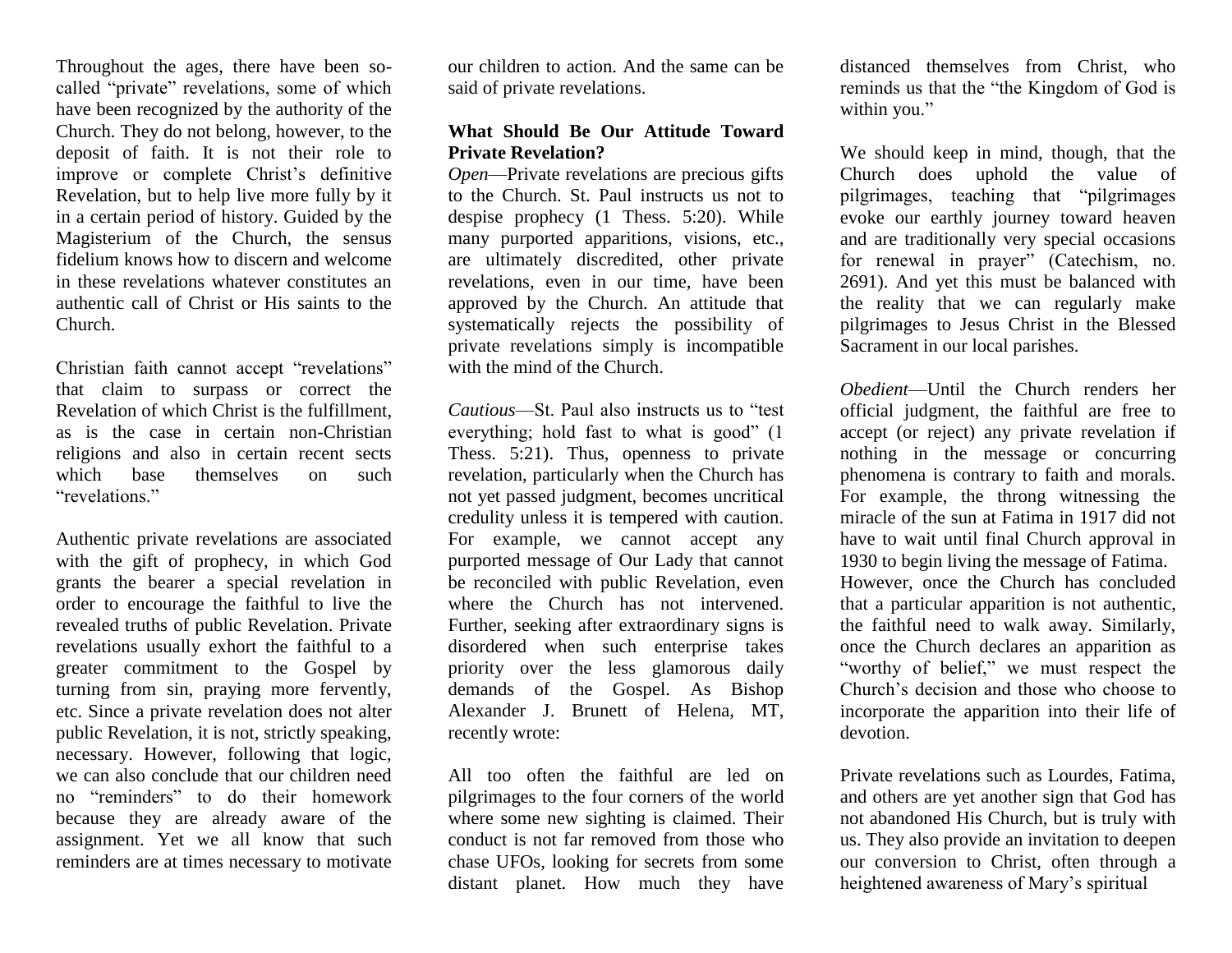Throughout the ages, there have been so-called "private" revelations, some of which have been recognized by the authority of the Church. They do not belong, however, to the deposit of faith. It is not their role to improve or complete Christ's definitive Revelation, but to help live more fully by it in a certain period of history. Guided by the Magisterium of the Church, the sensus fidelium knows how to discern and welcome in these revelations whatever constitutes an authentic call of Christ or His saints to the Church.

Christian faith cannot accept "revelations" that claim to surpass or correct the Revelation of which Christ is the fulfillment, as is the case in certain non-Christian religions and also in certain recent sects which base themselves on such "revelations."

Authentic private revelations are associated with the gift of prophecy, in which God grants the bearer a special revelation in order to encourage the faithful to live the revealed truths of public Revelation. Private revelations usually exhort the faithful to a greater commitment to the Gospel by turning from sin, praying more fervently, etc. Since a private revelation does not alter public Revelation, it is not, strictly speaking, necessary. However, following that logic, we can also conclude that our children need no "reminders" to do their homework because they are already aware of the assignment. Yet we all know that such reminders are at times necessary to motivate our children to action. And the same can be said of private revelations.

**What Should Be Our Attitude Toward Private Revelation?**

*Open*—Private revelations are precious gifts to the Church. St. Paul instructs us not to despise prophecy (1 Thess. 5:20). While many purported apparitions, visions, etc., are ultimately discredited, other private revelations, even in our time, have been approved by the Church. An attitude that systematically rejects the possibility of private revelations simply is incompatible with the mind of the Church.

*Cautious*—St. Paul also instructs us to "test everything; hold fast to what is good" (1 Thess. 5:21). Thus, openness to private revelation, particularly when the Church has not yet passed judgment, becomes uncritical credulity unless it is tempered with caution. For example, we cannot accept any purported message of Our Lady that cannot be reconciled with public Revelation, even where the Church has not intervened. Further, seeking after extraordinary signs is disordered when such enterprise takes priority over the less glamorous daily demands of the Gospel. As Bishop Alexander J. Brunett of Helena, MT, recently wrote:

All too often the faithful are led on pilgrimages to the four corners of the world where some new sighting is claimed. Their conduct is not far removed from those who chase UFOs, looking for secrets from some distant planet. How much they have distanced themselves from Christ, who reminds us that the "the Kingdom of God is within you."

We should keep in mind, though, that the Church does uphold the value of pilgrimages, teaching that "pilgrimages evoke our earthly journey toward heaven and are traditionally very special occasions for renewal in prayer" (Catechism, no. 2691). And yet this must be balanced with the reality that we can regularly make pilgrimages to Jesus Christ in the Blessed Sacrament in our local parishes.

*Obedient*—Until the Church renders her official judgment, the faithful are free to accept (or reject) any private revelation if nothing in the message or concurring phenomena is contrary to faith and morals. For example, the throng witnessing the miracle of the sun at Fatima in 1917 did not have to wait until final Church approval in 1930 to begin living the message of Fatima. However, once the Church has concluded that a particular apparition is not authentic, the faithful need to walk away. Similarly, once the Church declares an apparition as "worthy of belief," we must respect the Church's decision and those who choose to incorporate the apparition into their life of devotion.

Private revelations such as Lourdes, Fatima, and others are yet another sign that God has not abandoned His Church, but is truly with us. They also provide an invitation to deepen our conversion to Christ, often through a heightened awareness of Mary's spiritual